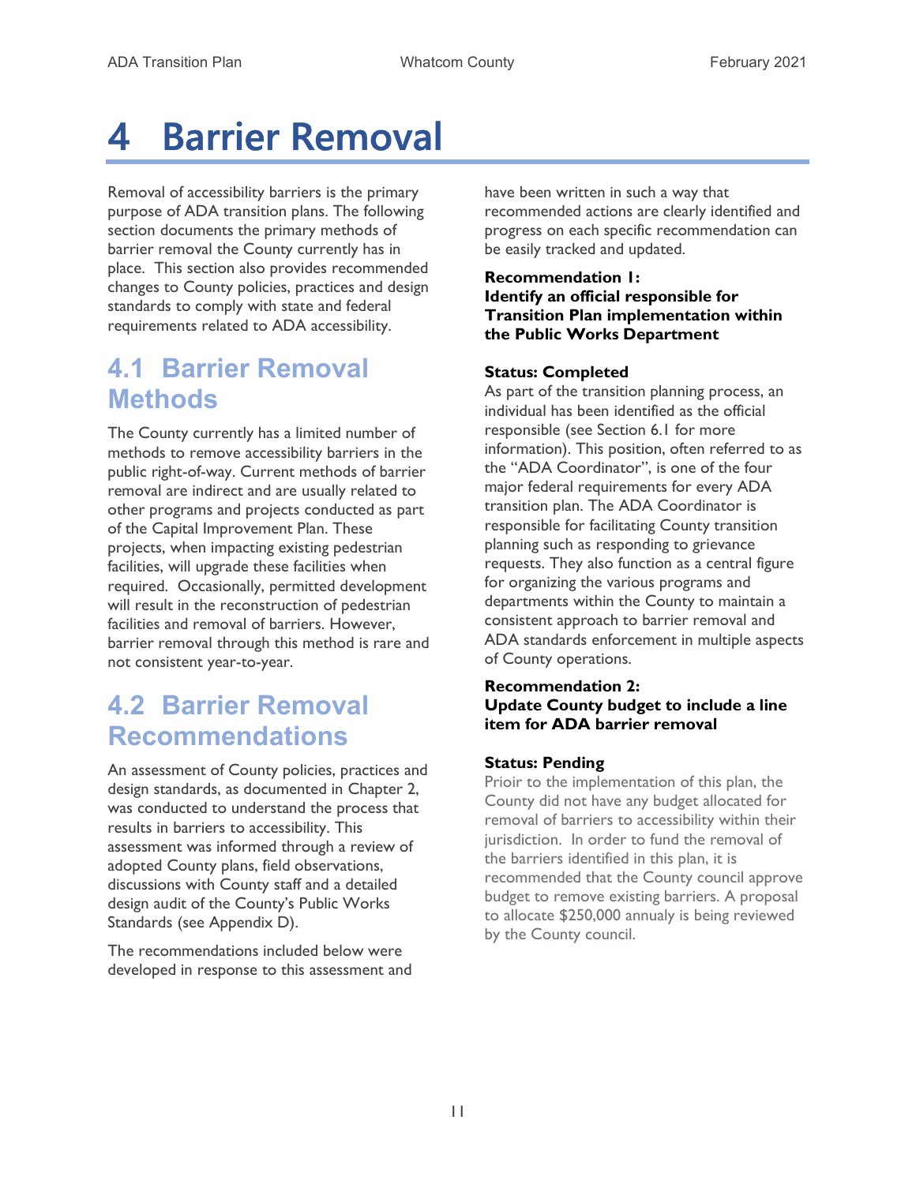# 4 Barrier Removal

Removal of accessibility barriers is the primary purpose of ADA transition plans. The following section documents the primary methods of barrier removal the County currently has in place. This section also provides recommended changes to County policies, practices and design standards to comply with state and federal requirements related to ADA accessibility.

## 4.1 Barrier Removal Methods

The County currently has a limited number of methods to remove accessibility barriers in the public right-of-way. Current methods of barrier removal are indirect and are usually related to other programs and projects conducted as part of the Capital Improvement Plan. These projects, when impacting existing pedestrian facilities, will upgrade these facilities when required. Occasionally, permitted development will result in the reconstruction of pedestrian facilities and removal of barriers. However, barrier removal through this method is rare and not consistent year-to-year.

## 4.2 Barrier Removal Recommendations

An assessment of County policies, practices and design standards, as documented in Chapter 2, was conducted to understand the process that results in barriers to accessibility. This assessment was informed through a review of adopted County plans, field observations, discussions with County staff and a detailed design audit of the County's Public Works Standards (see Appendix D).

The recommendations included below were developed in response to this assessment and have been written in such a way that recommended actions are clearly identified and progress on each specific recommendation can be easily tracked and updated.

**Recommendation 1:**
**Identify an official responsible for Transition Plan implementation within the Public Works Department**

**Status: Completed**

As part of the transition planning process, an individual has been identified as the official responsible (see Section 6.1 for more information). This position, often referred to as the "ADA Coordinator", is one of the four major federal requirements for every ADA transition plan. The ADA Coordinator is responsible for facilitating County transition planning such as responding to grievance requests. They also function as a central figure for organizing the various programs and departments within the County to maintain a consistent approach to barrier removal and ADA standards enforcement in multiple aspects of County operations.

**Recommendation 2:**
**Update County budget to include a line item for ADA barrier removal**

**Status: Pending**

Prioir to the implementation of this plan, the County did not have any budget allocated for removal of barriers to accessibility within their jurisdiction. In order to fund the removal of the barriers identified in this plan, it is recommended that the County council approve budget to remove existing barriers. A proposal to allocate $250,000 annually is being reviewed by the County council.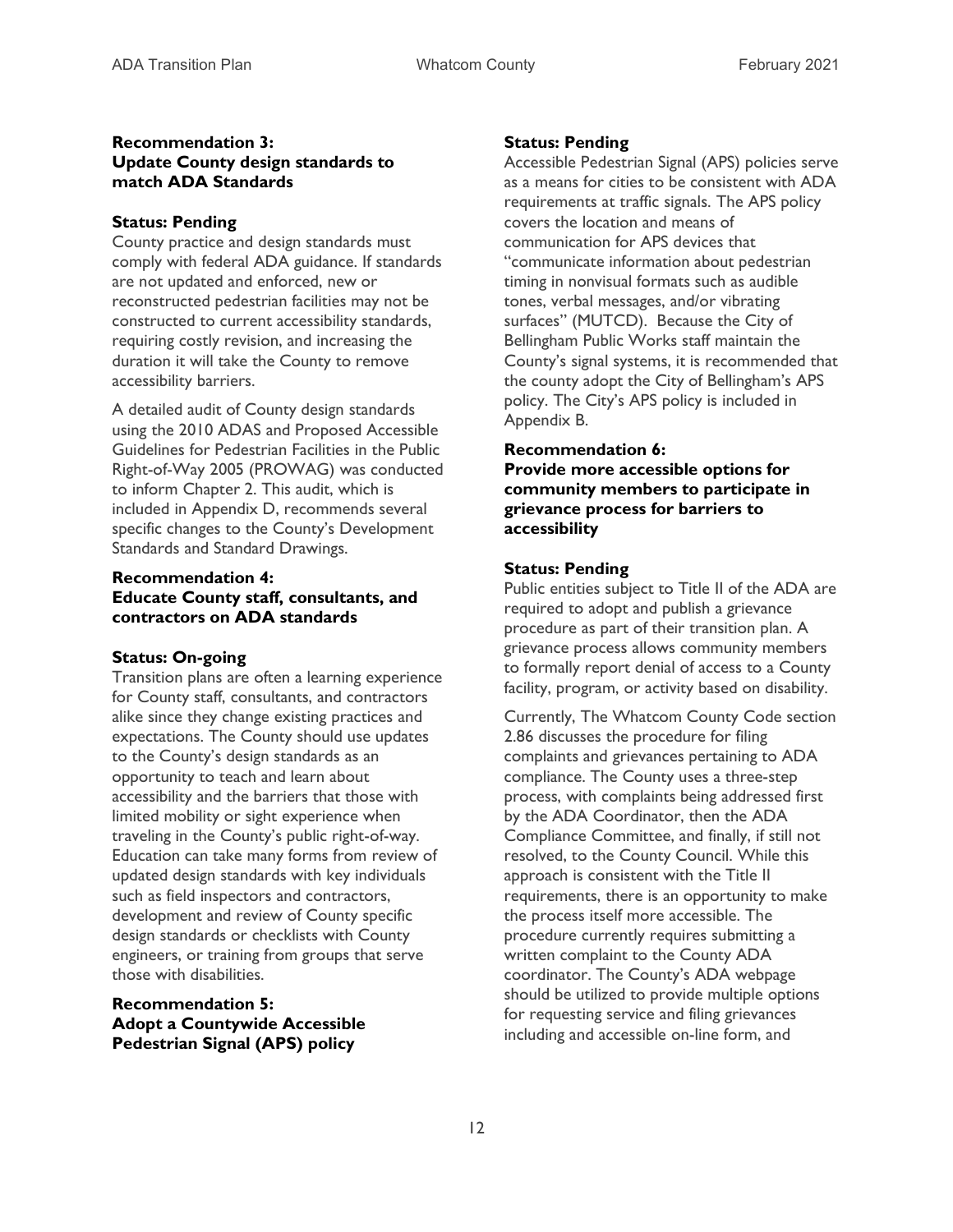**Recommendation 3:**
**Update County design standards to match ADA Standards**

**Status: Pending**

County practice and design standards must comply with federal ADA guidance. If standards are not updated and enforced, new or reconstructed pedestrian facilities may not be constructed to current accessibility standards, requiring costly revision, and increasing the duration it will take the County to remove accessibility barriers.

A detailed audit of County design standards using the 2010 ADAS and Proposed Accessible Guidelines for Pedestrian Facilities in the Public Right-of-Way 2005 (PROWAG) was conducted to inform Chapter 2. This audit, which is included in Appendix D, recommends several specific changes to the County's Development Standards and Standard Drawings.

**Recommendation 4:**
**Educate County staff, consultants, and contractors on ADA standards**

**Status: On-going**

Transition plans are often a learning experience for County staff, consultants, and contractors alike since they change existing practices and expectations. The County should use updates to the County's design standards as an opportunity to teach and learn about accessibility and the barriers that those with limited mobility or sight experience when traveling in the County's public right-of-way. Education can take many forms from review of updated design standards with key individuals such as field inspectors and contractors, development and review of County specific design standards or checklists with County engineers, or training from groups that serve those with disabilities.

**Recommendation 5:**
**Adopt a Countywide Accessible Pedestrian Signal (APS) policy**

**Status: Pending**

Accessible Pedestrian Signal (APS) policies serve as a means for cities to be consistent with ADA requirements at traffic signals. The APS policy covers the location and means of communication for APS devices that "communicate information about pedestrian timing in nonvisual formats such as audible tones, verbal messages, and/or vibrating surfaces" (MUTCD). Because the City of Bellingham Public Works staff maintain the County's signal systems, it is recommended that the county adopt the City of Bellingham's APS policy. The City's APS policy is included in Appendix B.

**Recommendation 6:**
**Provide more accessible options for community members to participate in grievance process for barriers to accessibility**

**Status: Pending**

Public entities subject to Title II of the ADA are required to adopt and publish a grievance procedure as part of their transition plan. A grievance process allows community members to formally report denial of access to a County facility, program, or activity based on disability.

Currently, The Whatcom County Code section 2.86 discusses the procedure for filing complaints and grievances pertaining to ADA compliance. The County uses a three-step process, with complaints being addressed first by the ADA Coordinator, then the ADA Compliance Committee, and finally, if still not resolved, to the County Council. While this approach is consistent with the Title II requirements, there is an opportunity to make the process itself more accessible. The procedure currently requires submitting a written complaint to the County ADA coordinator. The County's ADA webpage should be utilized to provide multiple options for requesting service and filing grievances including and accessible on-line form, and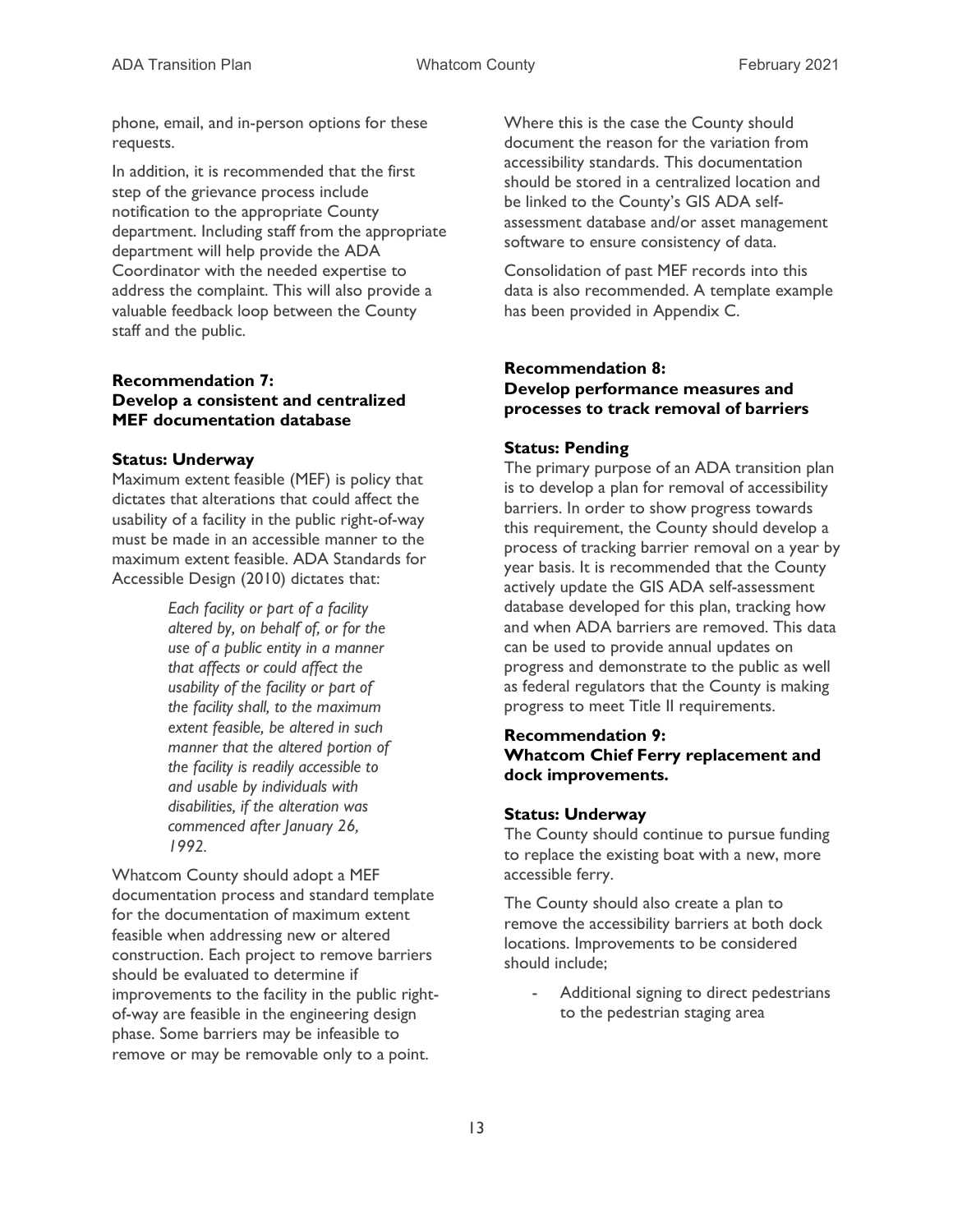phone, email, and in-person options for these requests.

In addition, it is recommended that the first step of the grievance process include notification to the appropriate County department. Including staff from the appropriate department will help provide the ADA Coordinator with the needed expertise to address the complaint. This will also provide a valuable feedback loop between the County staff and the public.

**Recommendation 7:**
**Develop a consistent and centralized MEF documentation database**

**Status: Underway**

Maximum extent feasible (MEF) is policy that dictates that alterations that could affect the usability of a facility in the public right-of-way must be made in an accessible manner to the maximum extent feasible. ADA Standards for Accessible Design (2010) dictates that:

> *Each facility or part of a facility altered by, on behalf of, or for the use of a public entity in a manner that affects or could affect the usability of the facility or part of the facility shall, to the maximum extent feasible, be altered in such manner that the altered portion of the facility is readily accessible to and usable by individuals with disabilities, if the alteration was commenced after January 26, 1992.*

Whatcom County should adopt a MEF documentation process and standard template for the documentation of maximum extent feasible when addressing new or altered construction. Each project to remove barriers should be evaluated to determine if improvements to the facility in the public right-of-way are feasible in the engineering design phase. Some barriers may be infeasible to remove or may be removable only to a point. Where this is the case the County should document the reason for the variation from accessibility standards. This documentation should be stored in a centralized location and be linked to the County's GIS ADA self-assessment database and/or asset management software to ensure consistency of data.

Consolidation of past MEF records into this data is also recommended. A template example has been provided in Appendix C.

**Recommendation 8:**
**Develop performance measures and processes to track removal of barriers**

**Status: Pending**

The primary purpose of an ADA transition plan is to develop a plan for removal of accessibility barriers. In order to show progress towards this requirement, the County should develop a process of tracking barrier removal on a year by year basis. It is recommended that the County actively update the GIS ADA self-assessment database developed for this plan, tracking how and when ADA barriers are removed. This data can be used to provide annual updates on progress and demonstrate to the public as well as federal regulators that the County is making progress to meet Title II requirements.

**Recommendation 9:**
**Whatcom Chief Ferry replacement and dock improvements.**

**Status: Underway**

The County should continue to pursue funding to replace the existing boat with a new, more accessible ferry.

The County should also create a plan to remove the accessibility barriers at both dock locations. Improvements to be considered should include;

- Additional signing to direct pedestrians to the pedestrian staging area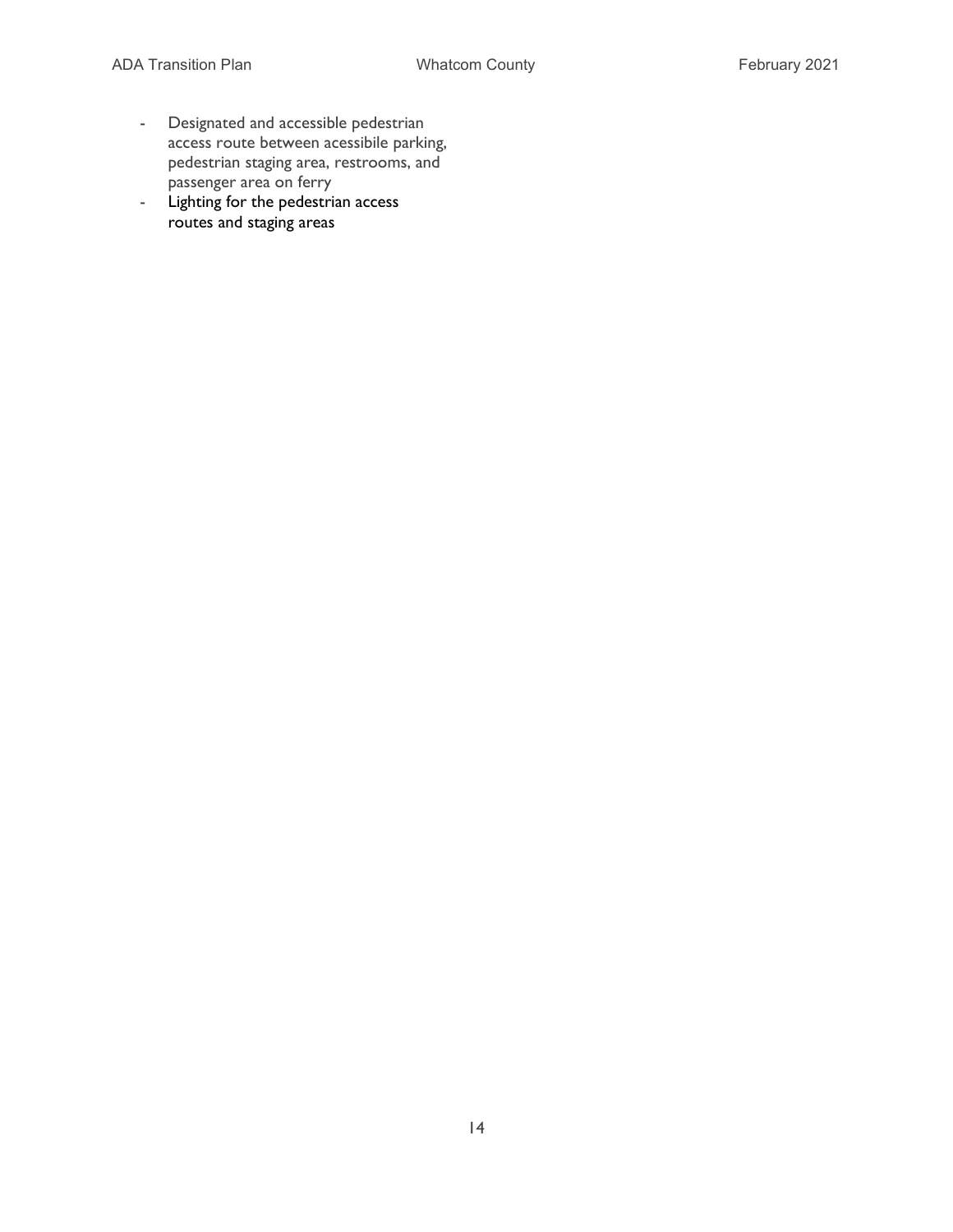- Designated and accessible pedestrian access route between acessibile parking, pedestrian staging area, restrooms, and passenger area on ferry
- Lighting for the pedestrian access routes and staging areas